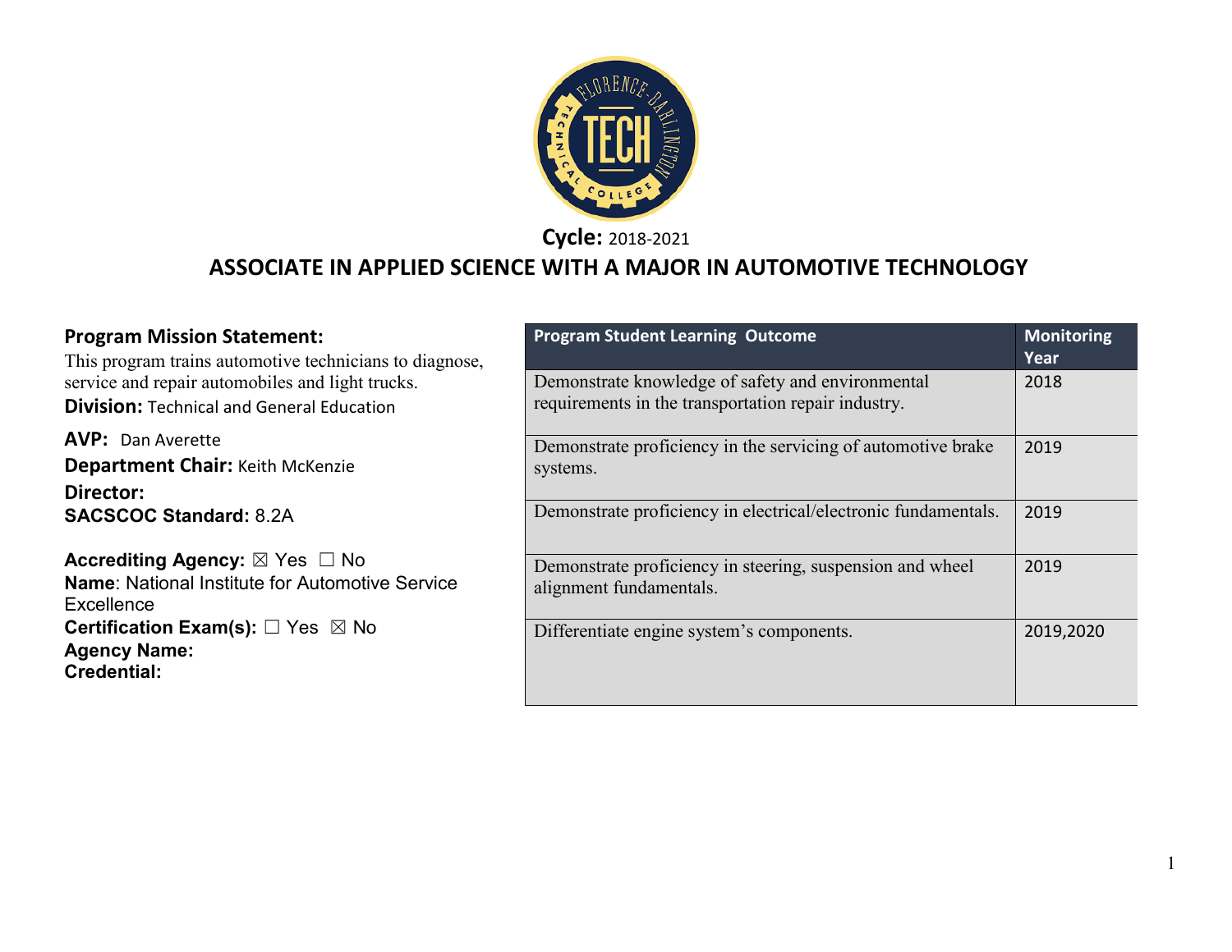**Cycle:** 2018-2021

# ASSOCIATE IN APPLIED SCIENCE WITH A MAJOR IN AUTOMOTIVE TECHNOLOGY

**Program Mission Statement:**
This program trains automotive technicians to diagnose, service and repair automobiles and light trucks.

**Division:** Technical and General Education

**AVP:** Dan Averette

**Department Chair:** Keith McKenzie

**Director:**

**SACSCOC Standard:** 8.2A

**Accrediting Agency:** ☒ Yes ☐ No
**Name**: National Institute for Automotive Service Excellence

**Certification Exam(s):** ☐ Yes ☒ No
**Agency Name:**
**Credential:**

| Program Student Learning Outcome | Monitoring Year |
|---|---|
| Demonstrate knowledge of safety and environmental requirements in the transportation repair industry. | 2018 |
| Demonstrate proficiency in the servicing of automotive brake systems. | 2019 |
| Demonstrate proficiency in electrical/electronic fundamentals. | 2019 |
| Demonstrate proficiency in steering, suspension and wheel alignment fundamentals. | 2019 |
| Differentiate engine system's components. | 2019,2020 |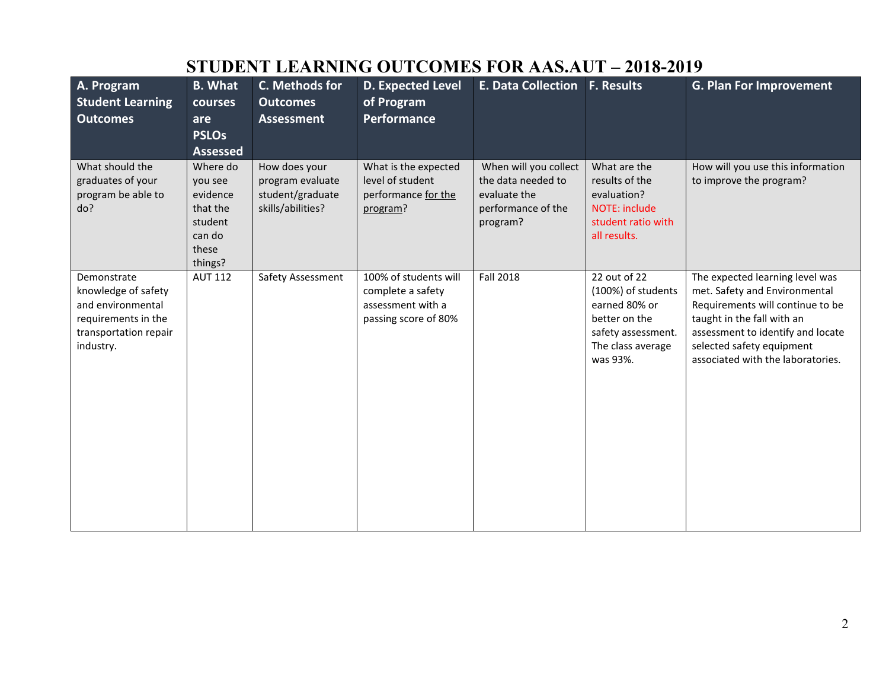# STUDENT LEARNING OUTCOMES FOR AAS.AUT – 2018-2019

| A. Program Student Learning Outcomes | B. What courses are PSLOs Assessed | C. Methods for Outcomes Assessment | D. Expected Level of Program Performance | E. Data Collection | F. Results | G. Plan For Improvement |
|---|---|---|---|---|---|---|
| What should the graduates of your program be able to do? | Where do you see evidence that the student can do these things? | How does your program evaluate student/graduate skills/abilities? | What is the expected level of student performance for the program? | When will you collect the data needed to evaluate the performance of the program? | What are the results of the evaluation? NOTE: include student ratio with all results. | How will you use this information to improve the program? |
| Demonstrate knowledge of safety and environmental requirements in the transportation repair industry. | AUT 112 | Safety Assessment | 100% of students will complete a safety assessment with a passing score of 80% | Fall 2018 | 22 out of 22 (100%) of students earned 80% or better on the safety assessment. The class average was 93%. | The expected learning level was met. Safety and Environmental Requirements will continue to be taught in the fall with an assessment to identify and locate selected safety equipment associated with the laboratories. |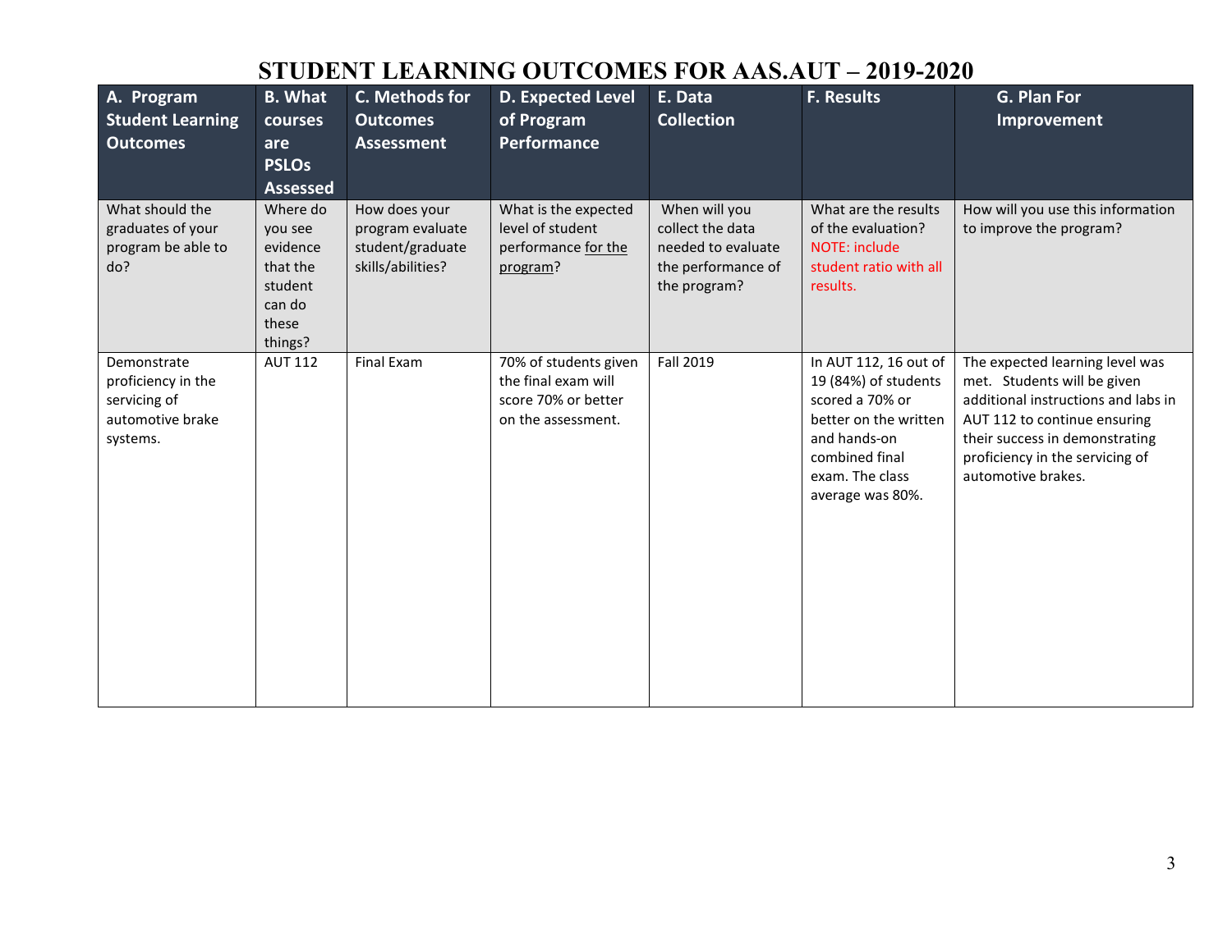# STUDENT LEARNING OUTCOMES FOR AAS.AUT – 2019-2020

| A. Program Student Learning Outcomes | B. What courses are PSLOs Assessed | C. Methods for Outcomes Assessment | D. Expected Level of Program Performance | E. Data Collection | F. Results | G. Plan For Improvement |
|---|---|---|---|---|---|---|
| What should the graduates of your program be able to do? | Where do you see evidence that the student can do these things? | How does your program evaluate student/graduate skills/abilities? | What is the expected level of student performance for the program? | When will you collect the data needed to evaluate the performance of the program? | What are the results of the evaluation? NOTE: include student ratio with all results. | How will you use this information to improve the program? |
| Demonstrate proficiency in the servicing of automotive brake systems. | AUT 112 | Final Exam | 70% of students given the final exam will score 70% or better on the assessment. | Fall 2019 | In AUT 112, 16 out of 19 (84%) of students scored a 70% or better on the written and hands-on combined final exam. The class average was 80%. | The expected learning level was met. Students will be given additional instructions and labs in AUT 112 to continue ensuring their success in demonstrating proficiency in the servicing of automotive brakes. |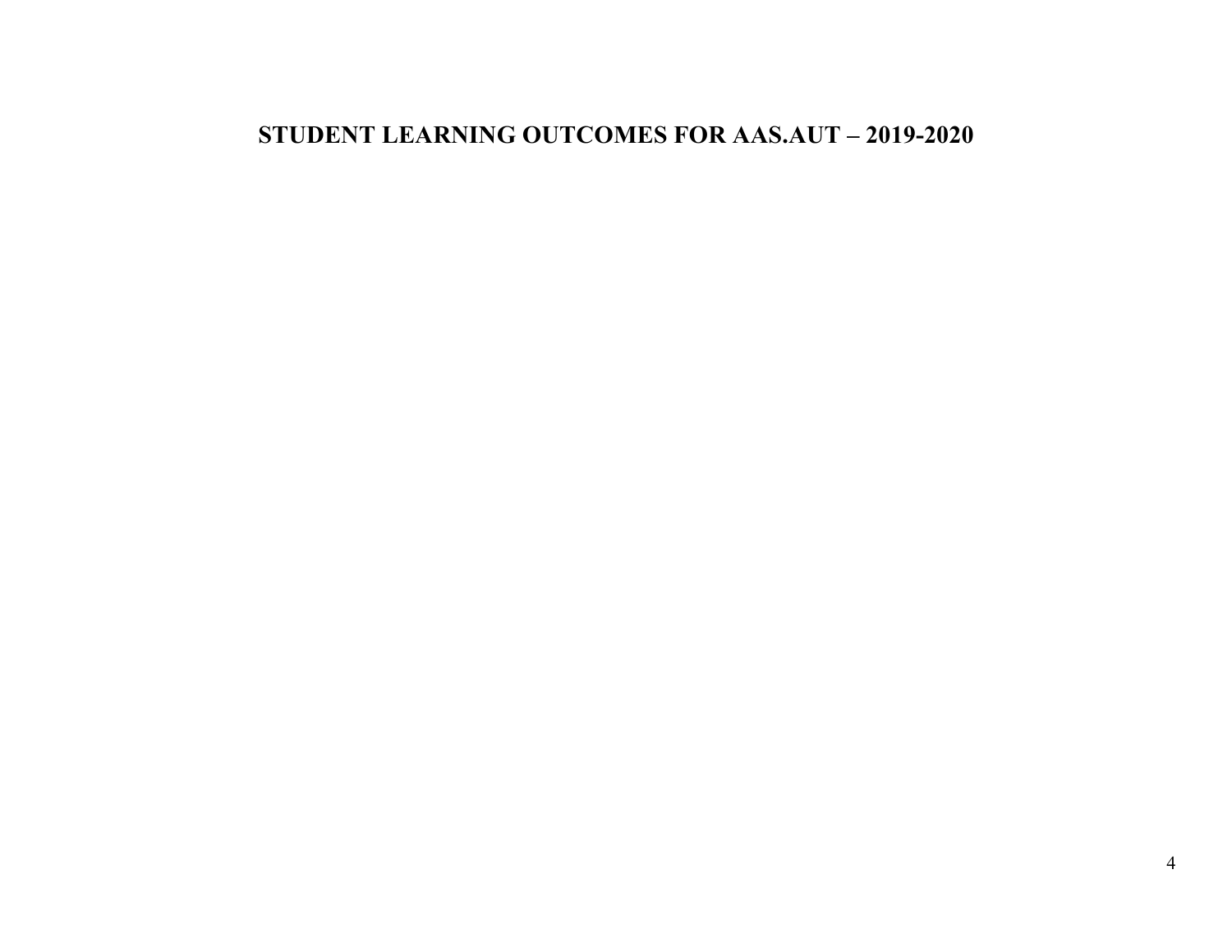# STUDENT LEARNING OUTCOMES FOR AAS.AUT – 2019-2020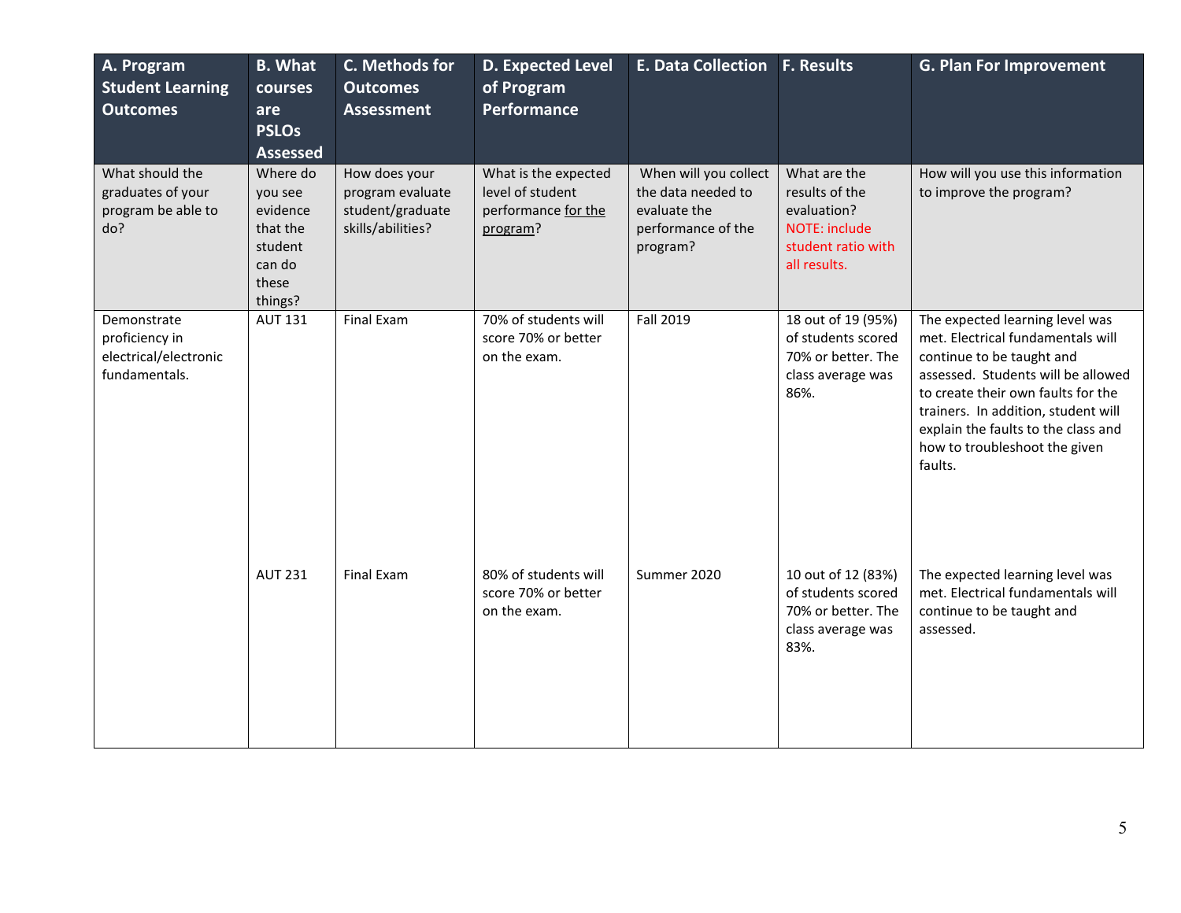| A. Program Student Learning Outcomes | B. What courses are PSLOs Assessed | C. Methods for Outcomes Assessment | D. Expected Level of Program Performance | E. Data Collection | F. Results | G. Plan For Improvement |
|---|---|---|---|---|---|---|
| What should the graduates of your program be able to do? | Where do you see evidence that the student can do these things? | How does your program evaluate student/graduate skills/abilities? | What is the expected level of student performance for the program? | When will you collect the data needed to evaluate the performance of the program? | What are the results of the evaluation? NOTE: include student ratio with all results. | How will you use this information to improve the program? |
| Demonstrate proficiency in electrical/electronic fundamentals. | AUT 131 | Final Exam | 70% of students will score 70% or better on the exam. | Fall 2019 | 18 out of 19 (95%) of students scored 70% or better. The class average was 86%. | The expected learning level was met. Electrical fundamentals will continue to be taught and assessed. Students will be allowed to create their own faults for the trainers. In addition, student will explain the faults to the class and how to troubleshoot the given faults. |
| | AUT 231 | Final Exam | 80% of students will score 70% or better on the exam. | Summer 2020 | 10 out of 12 (83%) of students scored 70% or better. The class average was 83%. | The expected learning level was met. Electrical fundamentals will continue to be taught and assessed. |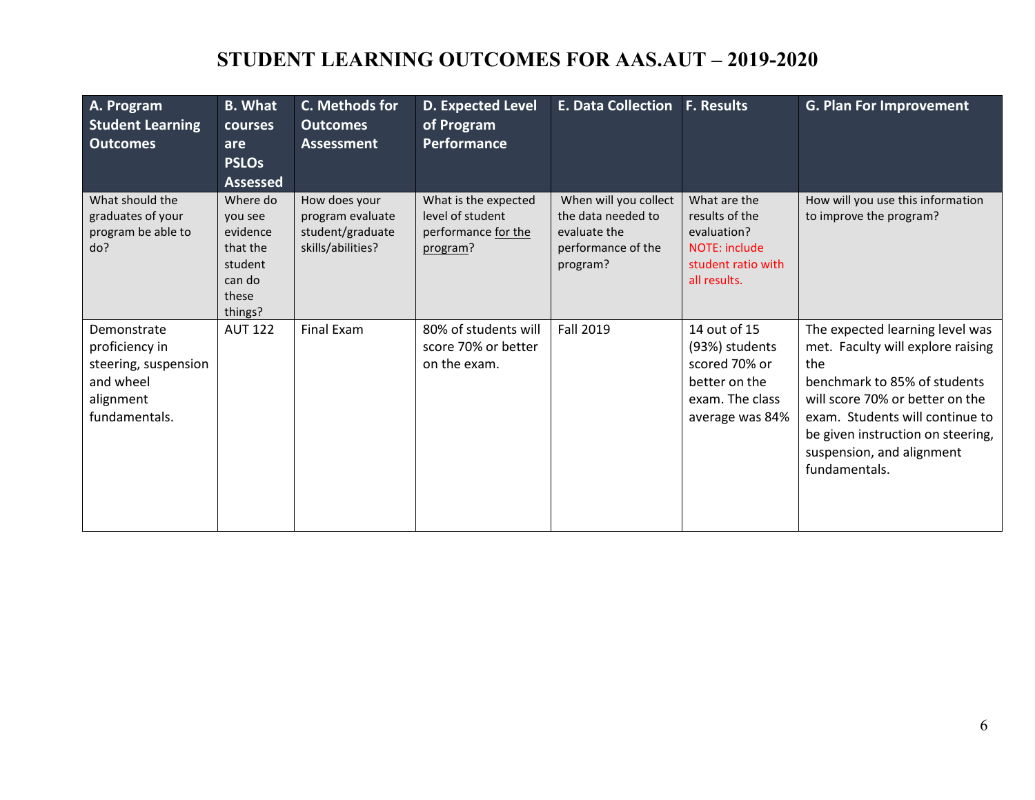# STUDENT LEARNING OUTCOMES FOR AAS.AUT – 2019-2020

| A. Program Student Learning Outcomes | B. What courses are PSLOs Assessed | C. Methods for Outcomes Assessment | D. Expected Level of Program Performance | E. Data Collection | F. Results | G. Plan For Improvement |
|---|---|---|---|---|---|---|
| What should the graduates of your program be able to do? | Where do you see evidence that the student can do these things? | How does your program evaluate student/graduate skills/abilities? | What is the expected level of student performance for the program? | When will you collect the data needed to evaluate the performance of the program? | What are the results of the evaluation? NOTE: include student ratio with all results. | How will you use this information to improve the program? |
| Demonstrate proficiency in steering, suspension and wheel alignment fundamentals. | AUT 122 | Final Exam | 80% of students will score 70% or better on the exam. | Fall 2019 | 14 out of 15 (93%) students scored 70% or better on the exam. The class average was 84% | The expected learning level was met. Faculty will explore raising the benchmark to 85% of students will score 70% or better on the exam. Students will continue to be given instruction on steering, suspension, and alignment fundamentals. |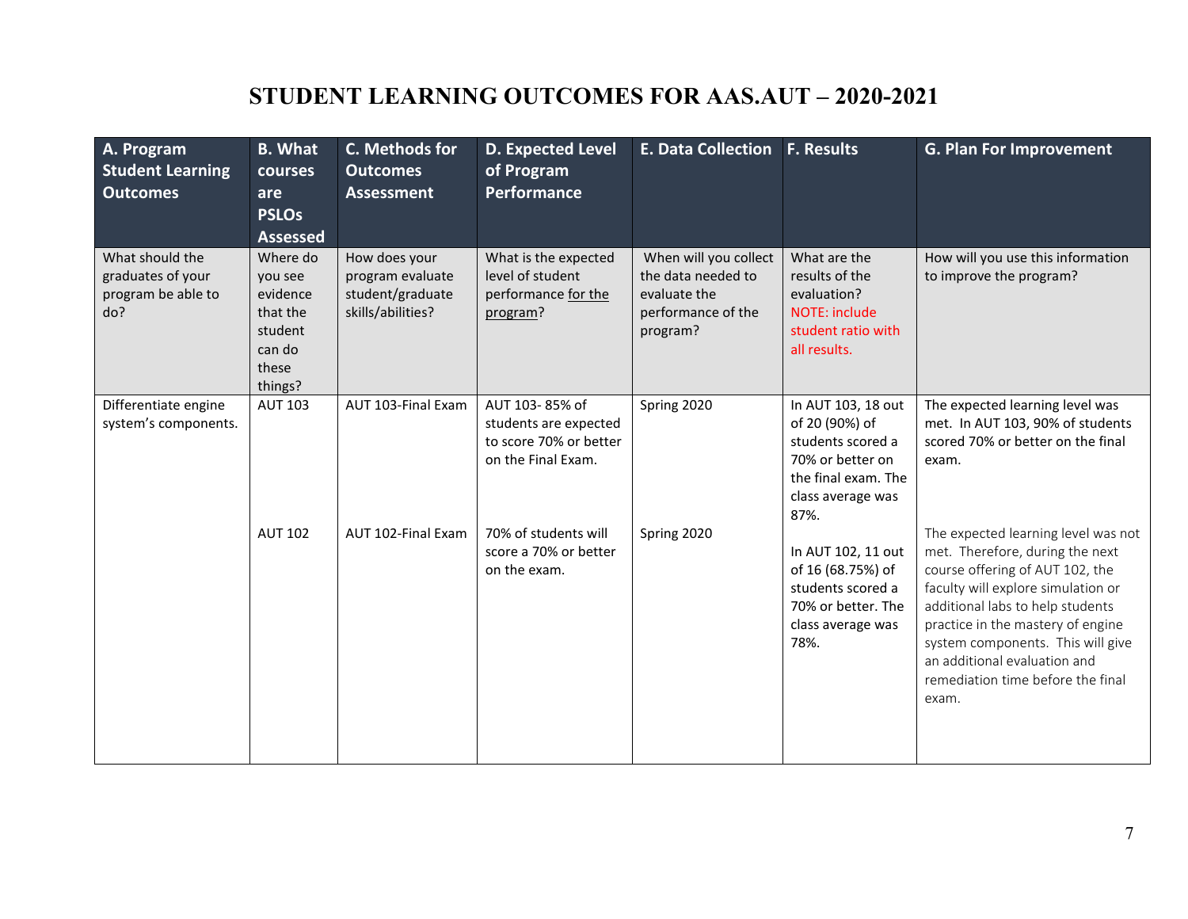# STUDENT LEARNING OUTCOMES FOR AAS.AUT – 2020-2021

| A. Program Student Learning Outcomes | B. What courses are PSLOs Assessed | C. Methods for Outcomes Assessment | D. Expected Level of Program Performance | E. Data Collection | F. Results | G. Plan For Improvement |
|---|---|---|---|---|---|---|
| What should the graduates of your program be able to do? | Where do you see evidence that the student can do these things? | How does your program evaluate student/graduate skills/abilities? | What is the expected level of student performance for the program? | When will you collect the data needed to evaluate the performance of the program? | What are the results of the evaluation? NOTE: include student ratio with all results. | How will you use this information to improve the program? |
| Differentiate engine system's components. | AUT 103 | AUT 103-Final Exam | AUT 103- 85% of students are expected to score 70% or better on the Final Exam. | Spring 2020 | In AUT 103, 18 out of 20 (90%) of students scored a 70% or better on the final exam. The class average was 87%. | The expected learning level was met. In AUT 103, 90% of students scored 70% or better on the final exam. |
| | AUT 102 | AUT 102-Final Exam | 70% of students will score a 70% or better on the exam. | Spring 2020 | In AUT 102, 11 out of 16 (68.75%) of students scored a 70% or better. The class average was 78%. | The expected learning level was not met. Therefore, during the next course offering of AUT 102, the faculty will explore simulation or additional labs to help students practice in the mastery of engine system components. This will give an additional evaluation and remediation time before the final exam. |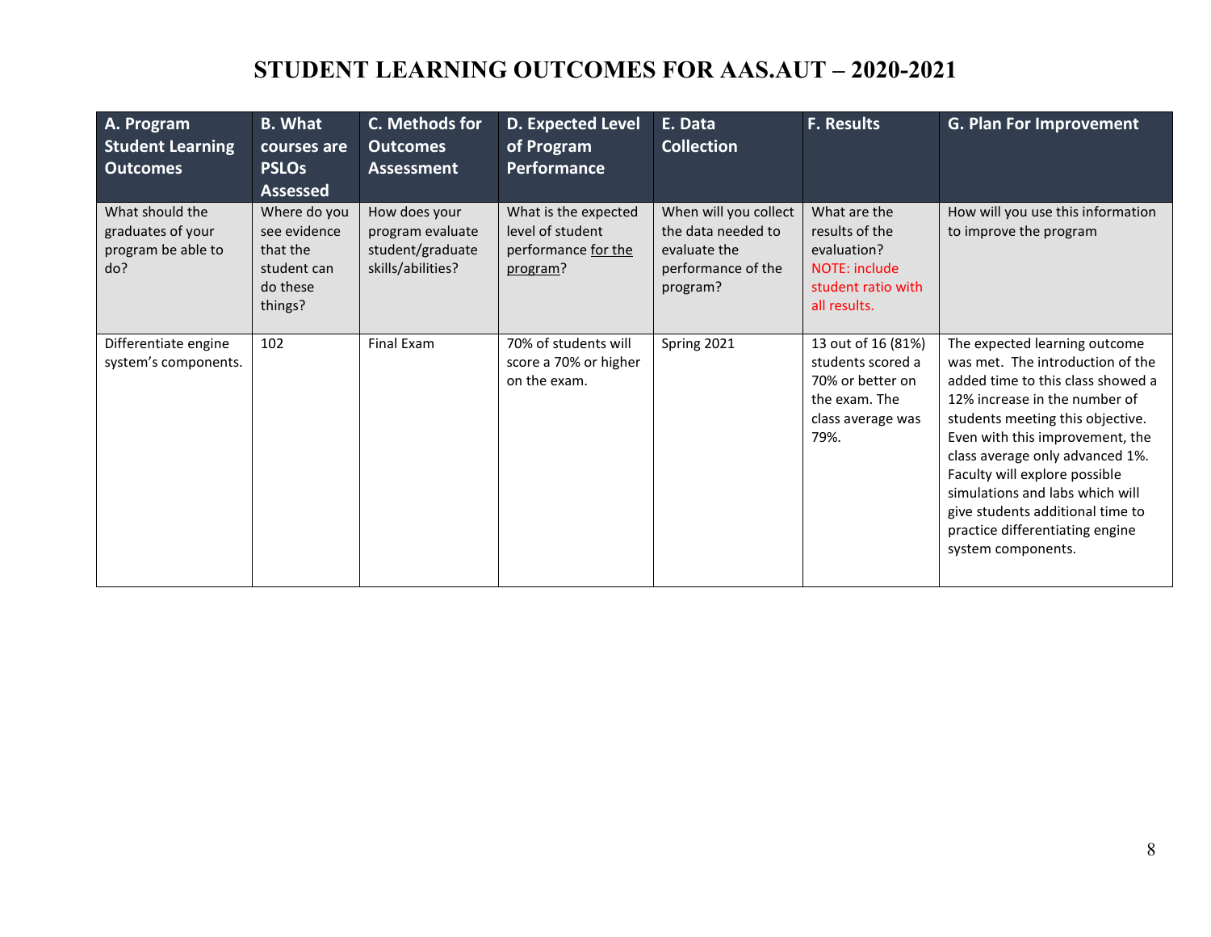# STUDENT LEARNING OUTCOMES FOR AAS.AUT – 2020-2021

| A. Program Student Learning Outcomes | B. What courses are PSLOs Assessed | C. Methods for Outcomes Assessment | D. Expected Level of Program Performance | E. Data Collection | F. Results | G. Plan For Improvement |
|---|---|---|---|---|---|---|
| What should the graduates of your program be able to do? | Where do you see evidence that the student can do these things? | How does your program evaluate student/graduate skills/abilities? | What is the expected level of student performance for the program? | When will you collect the data needed to evaluate the performance of the program? | What are the results of the evaluation? NOTE: include student ratio with all results. | How will you use this information to improve the program |
| Differentiate engine system's components. | 102 | Final Exam | 70% of students will score a 70% or higher on the exam. | Spring 2021 | 13 out of 16 (81%) students scored a 70% or better on the exam. The class average was 79%. | The expected learning outcome was met. The introduction of the added time to this class showed a 12% increase in the number of students meeting this objective. Even with this improvement, the class average only advanced 1%. Faculty will explore possible simulations and labs which will give students additional time to practice differentiating engine system components. |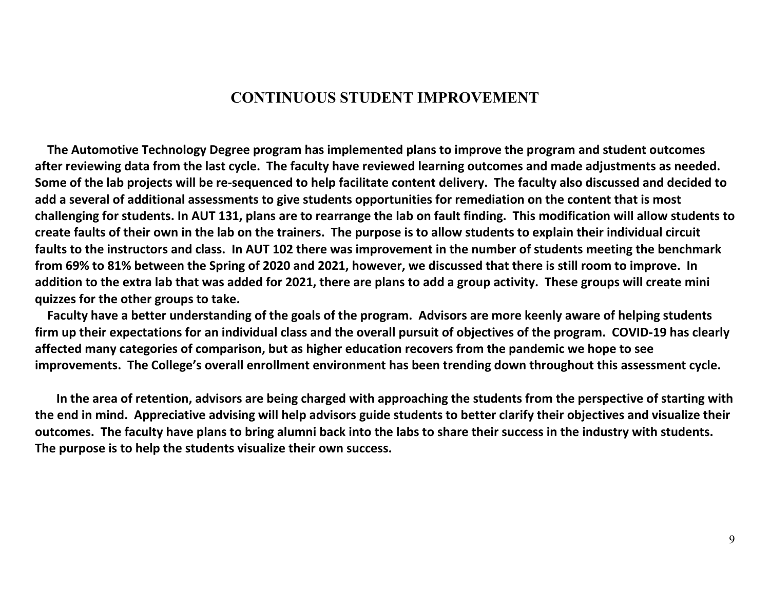# CONTINUOUS STUDENT IMPROVEMENT

**The Automotive Technology Degree program has implemented plans to improve the program and student outcomes after reviewing data from the last cycle. The faculty have reviewed learning outcomes and made adjustments as needed. Some of the lab projects will be re-sequenced to help facilitate content delivery. The faculty also discussed and decided to add a several of additional assessments to give students opportunities for remediation on the content that is most challenging for students. In AUT 131, plans are to rearrange the lab on fault finding. This modification will allow students to create faults of their own in the lab on the trainers. The purpose is to allow students to explain their individual circuit faults to the instructors and class. In AUT 102 there was improvement in the number of students meeting the benchmark from 69% to 81% between the Spring of 2020 and 2021, however, we discussed that there is still room to improve. In addition to the extra lab that was added for 2021, there are plans to add a group activity. These groups will create mini quizzes for the other groups to take.**

**Faculty have a better understanding of the goals of the program. Advisors are more keenly aware of helping students firm up their expectations for an individual class and the overall pursuit of objectives of the program. COVID-19 has clearly affected many categories of comparison, but as higher education recovers from the pandemic we hope to see improvements. The College's overall enrollment environment has been trending down throughout this assessment cycle.**

**In the area of retention, advisors are being charged with approaching the students from the perspective of starting with the end in mind. Appreciative advising will help advisors guide students to better clarify their objectives and visualize their outcomes. The faculty have plans to bring alumni back into the labs to share their success in the industry with students. The purpose is to help the students visualize their own success.**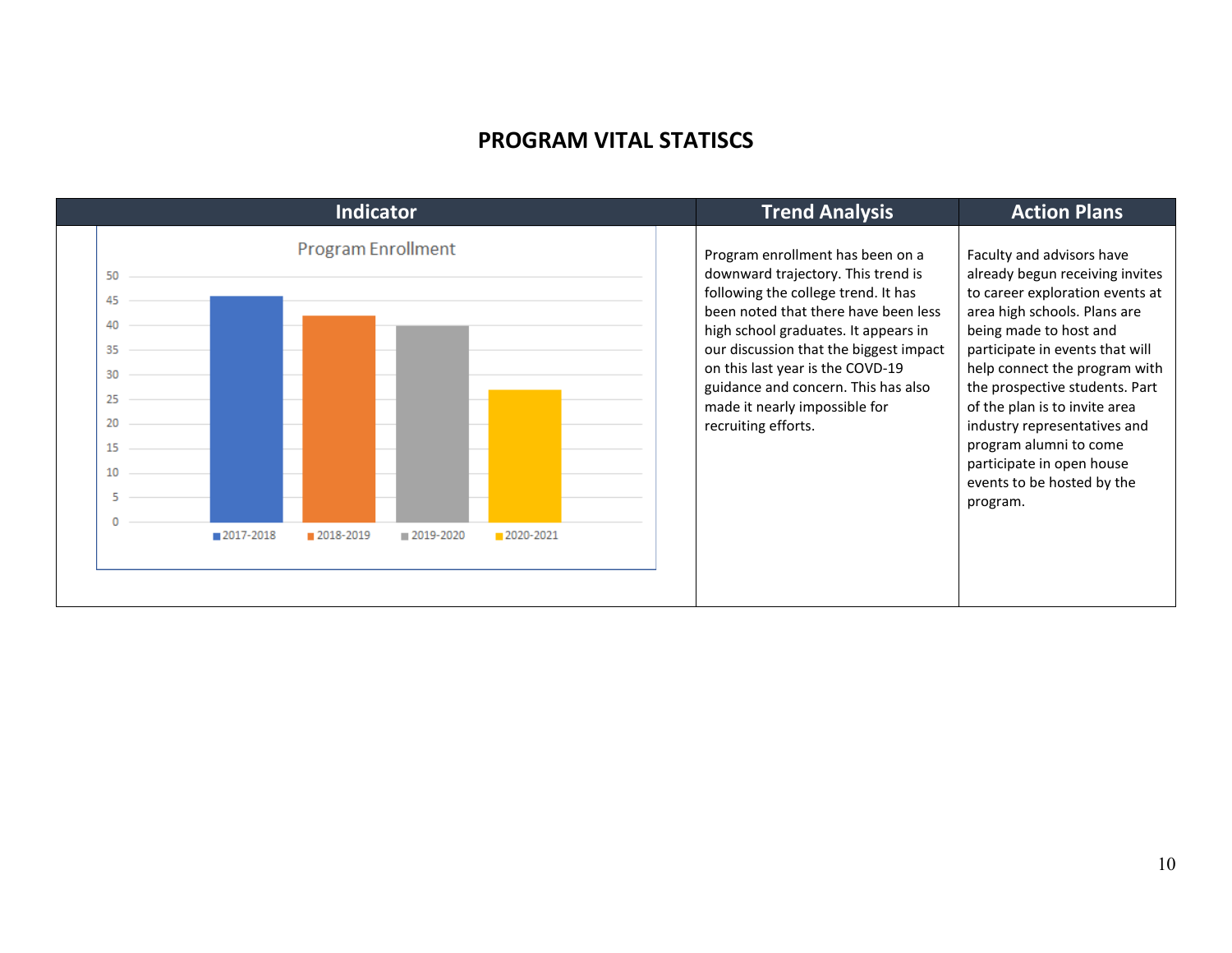# PROGRAM VITAL STATISCS

| Indicator | Trend Analysis | Action Plans |
|---|---|---|
| Program Enrollment (chart: 2017-2018, 2018-2019, 2019-2020, 2020-2021) | Program enrollment has been on a downward trajectory. This trend is following the college trend. It has been noted that there have been less high school graduates. It appears in our discussion that the biggest impact on this last year is the COVD-19 guidance and concern. This has also made it nearly impossible for recruiting efforts. | Faculty and advisors have already begun receiving invites to career exploration events at area high schools. Plans are being made to host and participate in events that will help connect the program with the prospective students. Part of the plan is to invite area industry representatives and program alumni to come participate in open house events to be hosted by the program. |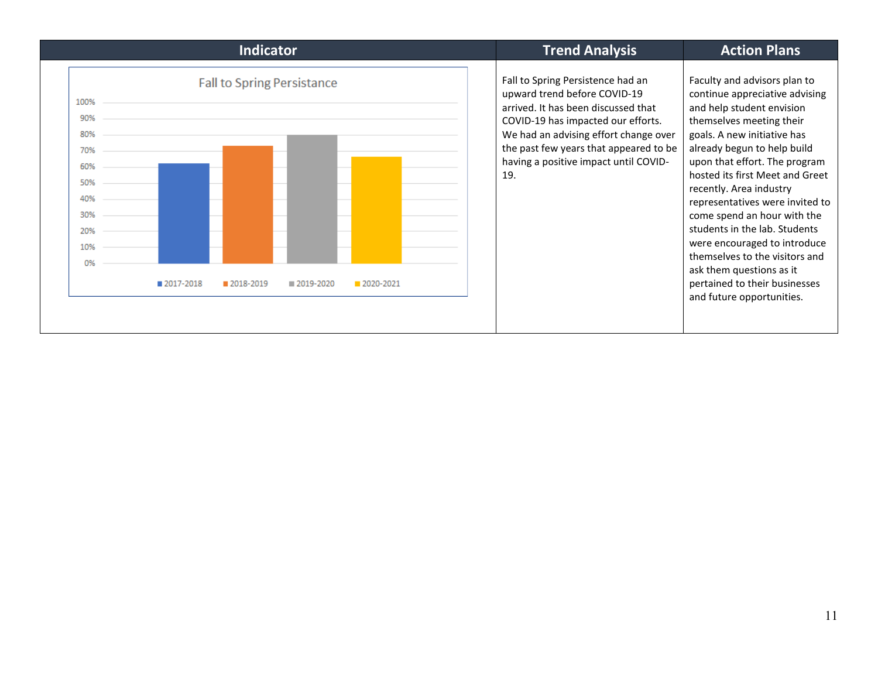| Indicator | Trend Analysis | Action Plans |
| --- | --- | --- |
| Fall to Spring Persistance<br>100%<br>90%<br>80%<br>70%<br>60%<br>50%<br>40%<br>30%<br>20%<br>10%<br>0%<br>2017-2018 2018-2019 2019-2020 2020-2021 | Fall to Spring Persistence had an upward trend before COVID-19 arrived. It has been discussed that COVID-19 has impacted our efforts. We had an advising effort change over the past few years that appeared to be having a positive impact until COVID-19. | Faculty and advisors plan to continue appreciative advising and help student envision themselves meeting their goals. A new initiative has already begun to help build upon that effort. The program hosted its first Meet and Greet recently. Area industry representatives were invited to come spend an hour with the students in the lab. Students were encouraged to introduce themselves to the visitors and ask them questions as it pertained to their businesses and future opportunities. |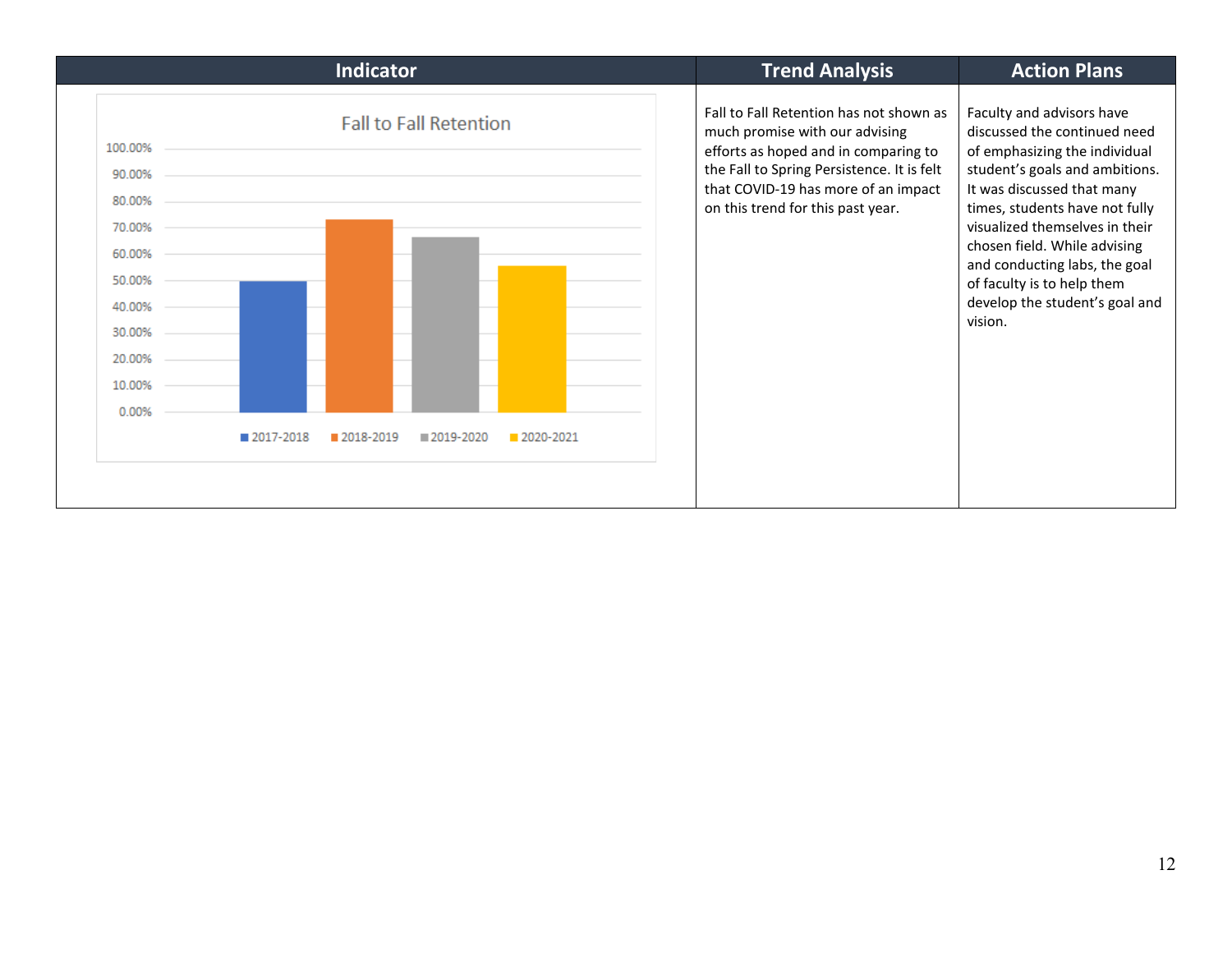| Indicator | Trend Analysis | Action Plans |
|---|---|---|
| Fall to Fall Retention<br>100.00%<br>90.00%<br>80.00%<br>70.00%<br>60.00%<br>50.00%<br>40.00%<br>30.00%<br>20.00%<br>10.00%<br>0.00%<br>2017-2018 2018-2019 2019-2020 2020-2021 | Fall to Fall Retention has not shown as much promise with our advising efforts as hoped and in comparing to the Fall to Spring Persistence. It is felt that COVID-19 has more of an impact on this trend for this past year. | Faculty and advisors have discussed the continued need of emphasizing the individual student's goals and ambitions. It was discussed that many times, students have not fully visualized themselves in their chosen field. While advising and conducting labs, the goal of faculty is to help them develop the student's goal and vision. |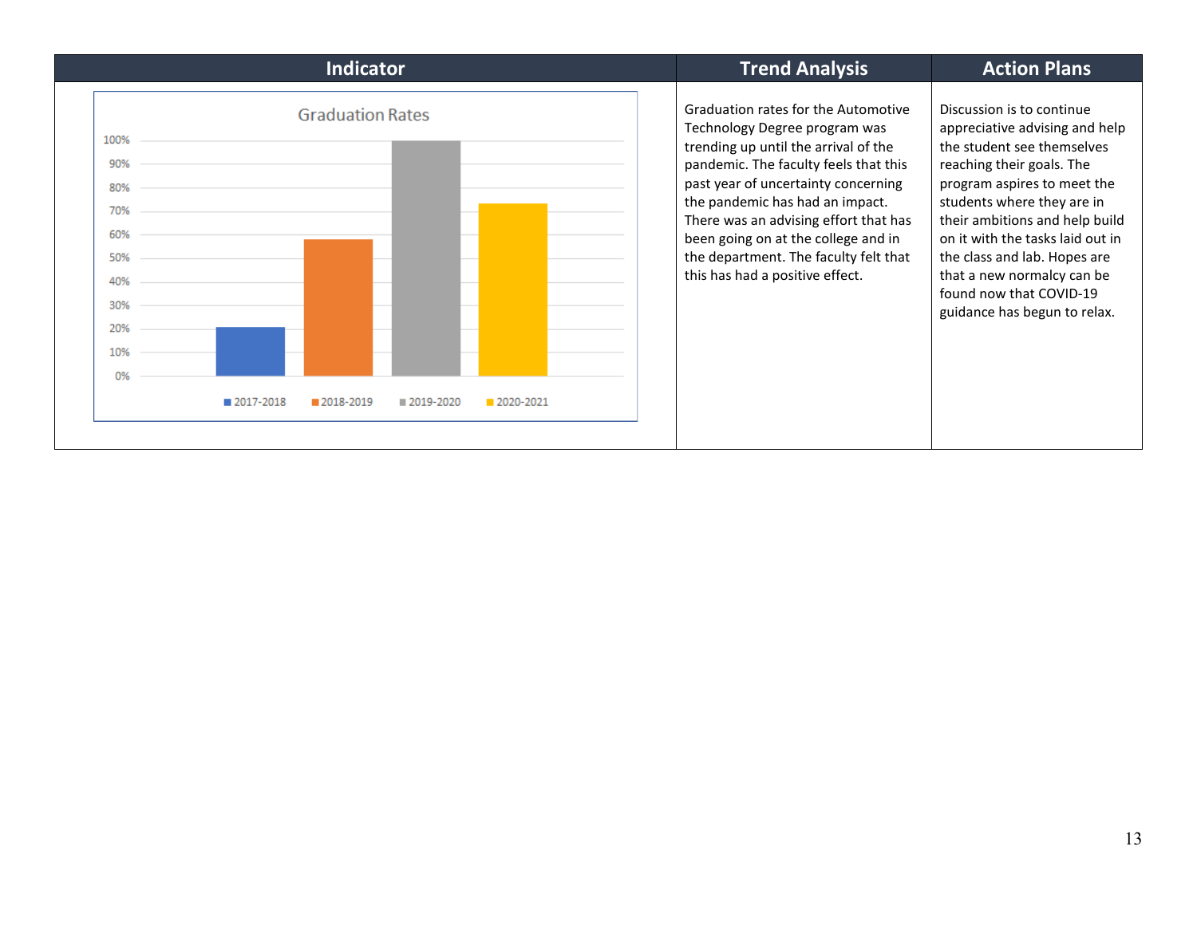| Indicator | Trend Analysis | Action Plans |
|---|---|---|
| **Graduation Rates**<br>2017-2018 · 2018-2019 · 2019-2020 · 2020-2021 | Graduation rates for the Automotive Technology Degree program was trending up until the arrival of the pandemic. The faculty feels that this past year of uncertainty concerning the pandemic has had an impact. There was an advising effort that has been going on at the college and in the department. The faculty felt that this has had a positive effect. | Discussion is to continue appreciative advising and help the student see themselves reaching their goals. The program aspires to meet the students where they are in their ambitions and help build on it with the tasks laid out in the class and lab. Hopes are that a new normalcy can be found now that COVID-19 guidance has begun to relax. |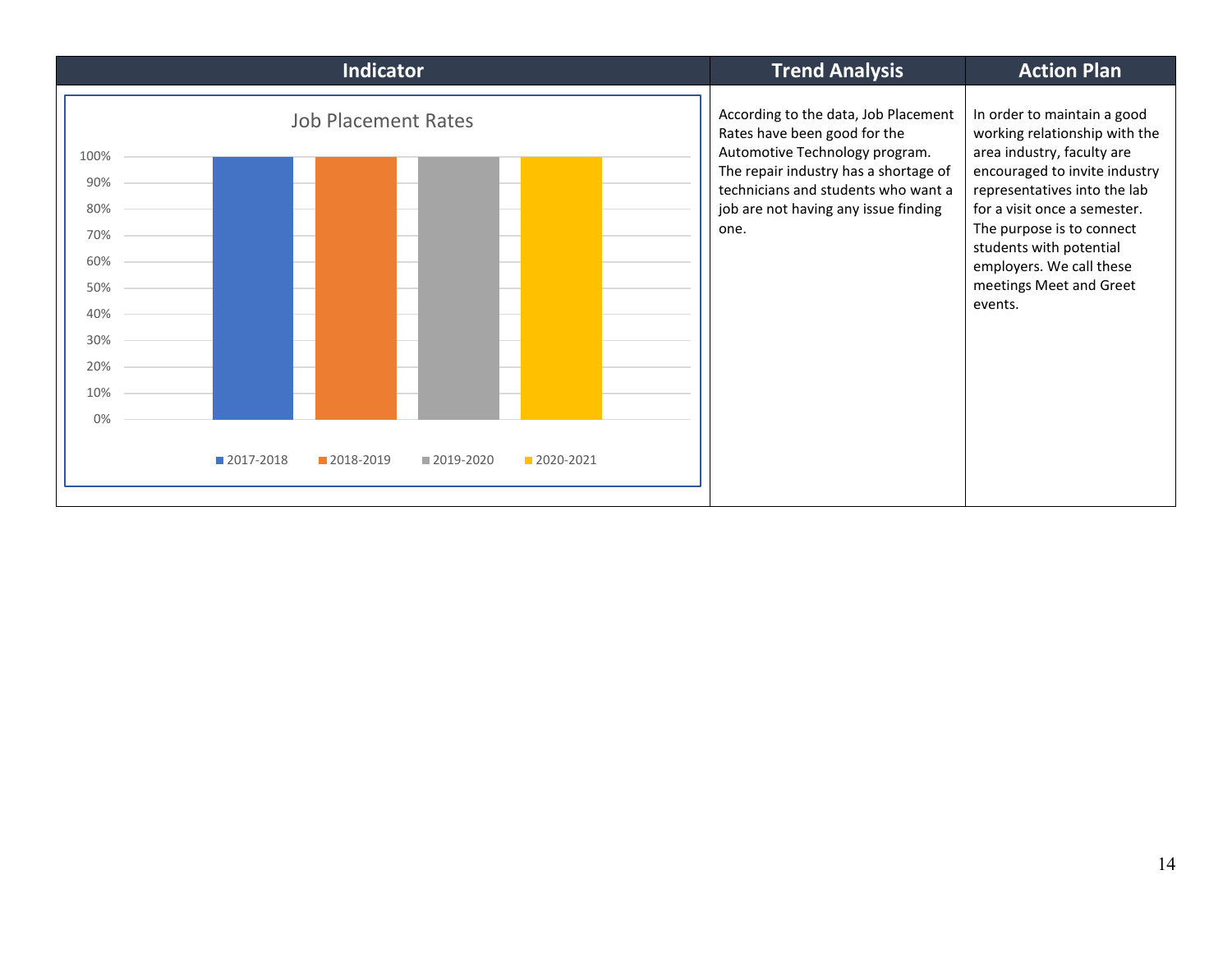| Indicator | Trend Analysis | Action Plan |
|---|---|---|
| Job Placement Rates<br>100%<br>90%<br>80%<br>70%<br>60%<br>50%<br>40%<br>30%<br>20%<br>10%<br>0%<br>2017-2018 2018-2019 2019-2020 2020-2021 | According to the data, Job Placement Rates have been good for the Automotive Technology program. The repair industry has a shortage of technicians and students who want a job are not having any issue finding one. | In order to maintain a good working relationship with the area industry, faculty are encouraged to invite industry representatives into the lab for a visit once a semester. The purpose is to connect students with potential employers. We call these meetings Meet and Greet events. |